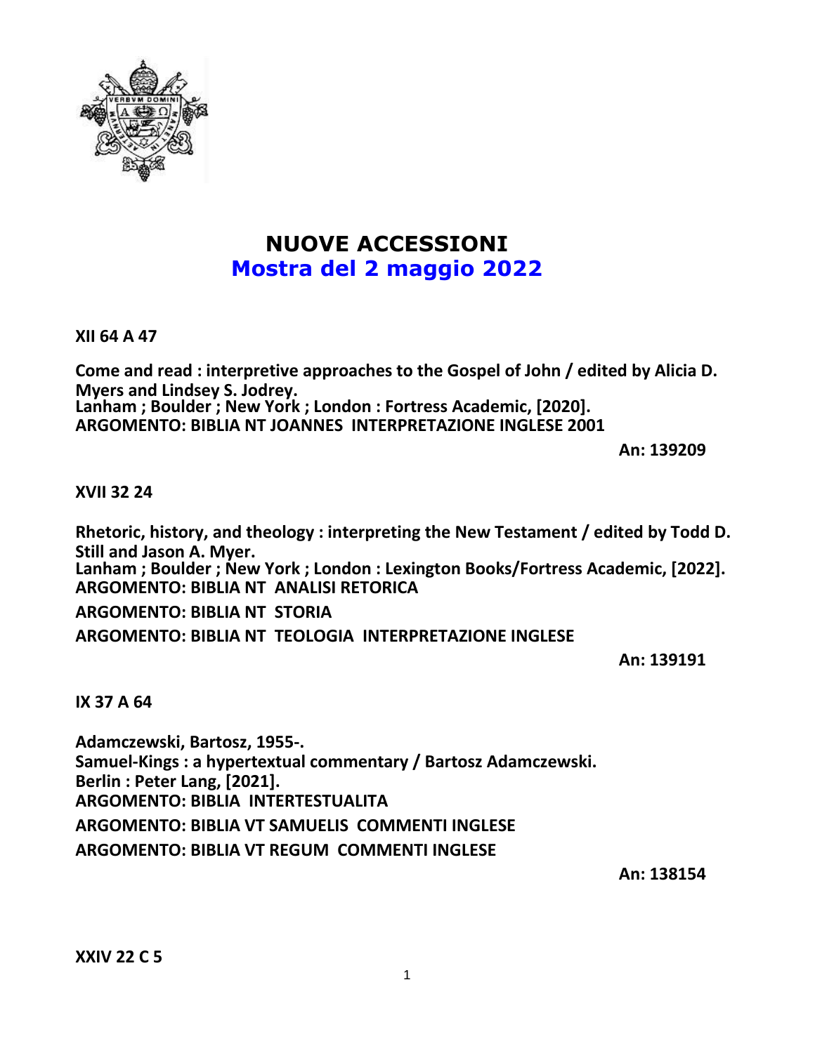# NUOVE ACCESSIONI
## Mostra del 2 maggio 2022

**XII 64 A 47**

**Come and read : interpretive approaches to the Gospel of John / edited by Alicia D. Myers and Lindsey S. Jodrey.**
**Lanham ; Boulder ; New York ; London : Fortress Academic, [2020].**
**ARGOMENTO: BIBLIA NT JOANNES INTERPRETAZIONE INGLESE 2001**

**An: 139209**

**XVII 32 24**

**Rhetoric, history, and theology : interpreting the New Testament / edited by Todd D. Still and Jason A. Myer.**
**Lanham ; Boulder ; New York ; London : Lexington Books/Fortress Academic, [2022].**
**ARGOMENTO: BIBLIA NT ANALISI RETORICA**
**ARGOMENTO: BIBLIA NT STORIA**
**ARGOMENTO: BIBLIA NT TEOLOGIA INTERPRETAZIONE INGLESE**

**An: 139191**

**IX 37 A 64**

**Adamczewski, Bartosz, 1955-.**
**Samuel-Kings : a hypertextual commentary / Bartosz Adamczewski.**
**Berlin : Peter Lang, [2021].**
**ARGOMENTO: BIBLIA INTERTESTUALITA**
**ARGOMENTO: BIBLIA VT SAMUELIS COMMENTI INGLESE**
**ARGOMENTO: BIBLIA VT REGUM COMMENTI INGLESE**

**An: 138154**

**XXIV 22 C 5**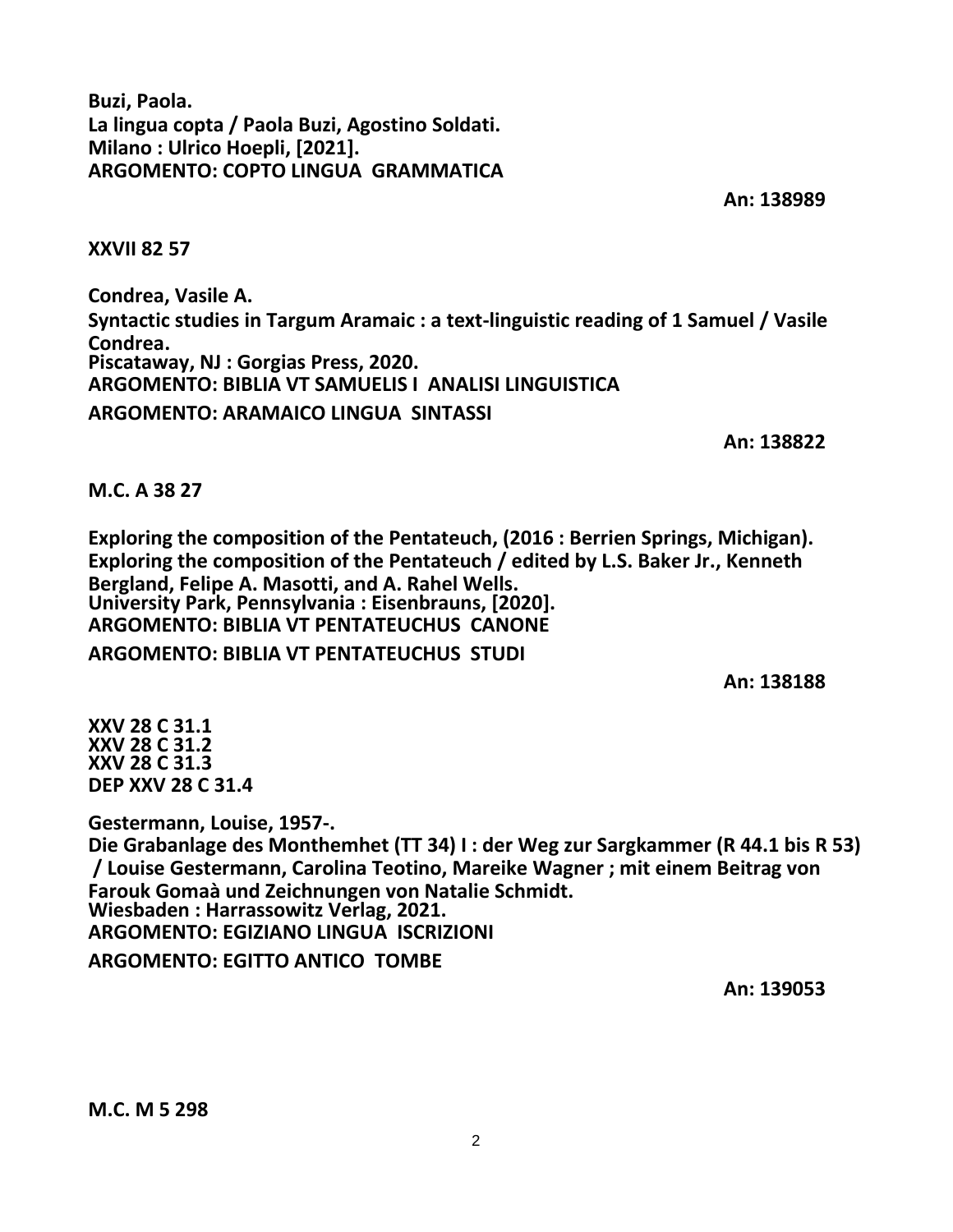**Buzi, Paola.**
**La lingua copta / Paola Buzi, Agostino Soldati.**
**Milano : Ulrico Hoepli, [2021].**
**ARGOMENTO: COPTO LINGUA GRAMMATICA**

**An: 138989**

**XXVII 82 57**

**Condrea, Vasile A.**
**Syntactic studies in Targum Aramaic : a text-linguistic reading of 1 Samuel / Vasile Condrea.**
**Piscataway, NJ : Gorgias Press, 2020.**
**ARGOMENTO: BIBLIA VT SAMUELIS I ANALISI LINGUISTICA**
**ARGOMENTO: ARAMAICO LINGUA SINTASSI**

**An: 138822**

**M.C. A 38 27**

**Exploring the composition of the Pentateuch, (2016 : Berrien Springs, Michigan).**
**Exploring the composition of the Pentateuch / edited by L.S. Baker Jr., Kenneth Bergland, Felipe A. Masotti, and A. Rahel Wells.**
**University Park, Pennsylvania : Eisenbrauns, [2020].**
**ARGOMENTO: BIBLIA VT PENTATEUCHUS CANONE**
**ARGOMENTO: BIBLIA VT PENTATEUCHUS STUDI**

**An: 138188**

**XXV 28 C 31.1**
**XXV 28 C 31.2**
**XXV 28 C 31.3**
**DEP XXV 28 C 31.4**

**Gestermann, Louise, 1957-.**
**Die Grabanlage des Monthemhet (TT 34) I : der Weg zur Sargkammer (R 44.1 bis R 53) / Louise Gestermann, Carolina Teotino, Mareike Wagner ; mit einem Beitrag von Farouk Gomaà und Zeichnungen von Natalie Schmidt.**
**Wiesbaden : Harrassowitz Verlag, 2021.**
**ARGOMENTO: EGIZIANO LINGUA ISCRIZIONI**
**ARGOMENTO: EGITTO ANTICO TOMBE**

**An: 139053**

**M.C. M 5 298**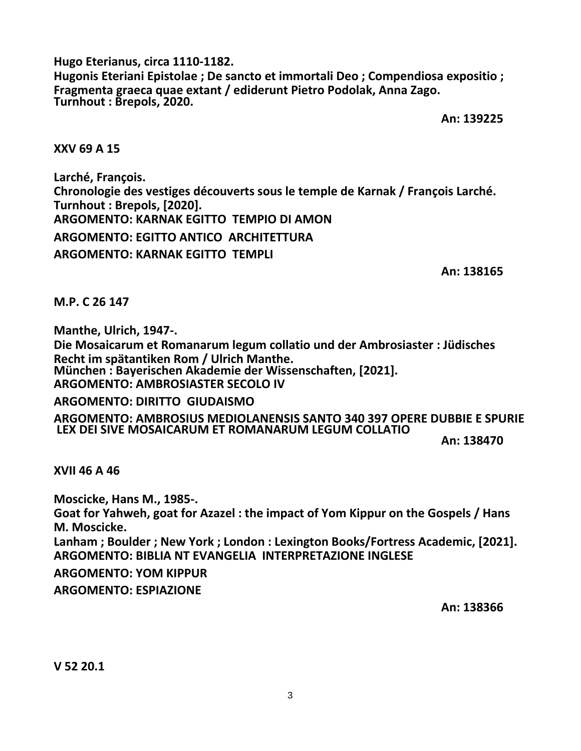**Hugo Eterianus, circa 1110-1182.**
**Hugonis Eteriani Epistolae ; De sancto et immortali Deo ; Compendiosa expositio ; Fragmenta graeca quae extant / ediderunt Pietro Podolak, Anna Zago.**
**Turnhout : Brepols, 2020.**

**An: 139225**

**XXV 69 A 15**

**Larché, François.**
**Chronologie des vestiges découverts sous le temple de Karnak / François Larché.**
**Turnhout : Brepols, [2020].**
**ARGOMENTO: KARNAK EGITTO TEMPIO DI AMON**
**ARGOMENTO: EGITTO ANTICO ARCHITETTURA**
**ARGOMENTO: KARNAK EGITTO TEMPLI**

**An: 138165**

**M.P. C 26 147**

**Manthe, Ulrich, 1947-.**
**Die Mosaicarum et Romanarum legum collatio und der Ambrosiaster : Jüdisches Recht im spätantiken Rom / Ulrich Manthe.**
**München : Bayerischen Akademie der Wissenschaften, [2021].**
**ARGOMENTO: AMBROSIASTER SECOLO IV**
**ARGOMENTO: DIRITTO GIUDAISMO**
**ARGOMENTO: AMBROSIUS MEDIOLANENSIS SANTO 340 397 OPERE DUBBIE E SPURIE LEX DEI SIVE MOSAICARUM ET ROMANARUM LEGUM COLLATIO**

**An: 138470**

**XVII 46 A 46**

**Moscicke, Hans M., 1985-.**
**Goat for Yahweh, goat for Azazel : the impact of Yom Kippur on the Gospels / Hans M. Moscicke.**
**Lanham ; Boulder ; New York ; London : Lexington Books/Fortress Academic, [2021].**
**ARGOMENTO: BIBLIA NT EVANGELIA INTERPRETAZIONE INGLESE**
**ARGOMENTO: YOM KIPPUR**
**ARGOMENTO: ESPIAZIONE**

**An: 138366**

**V 52 20.1**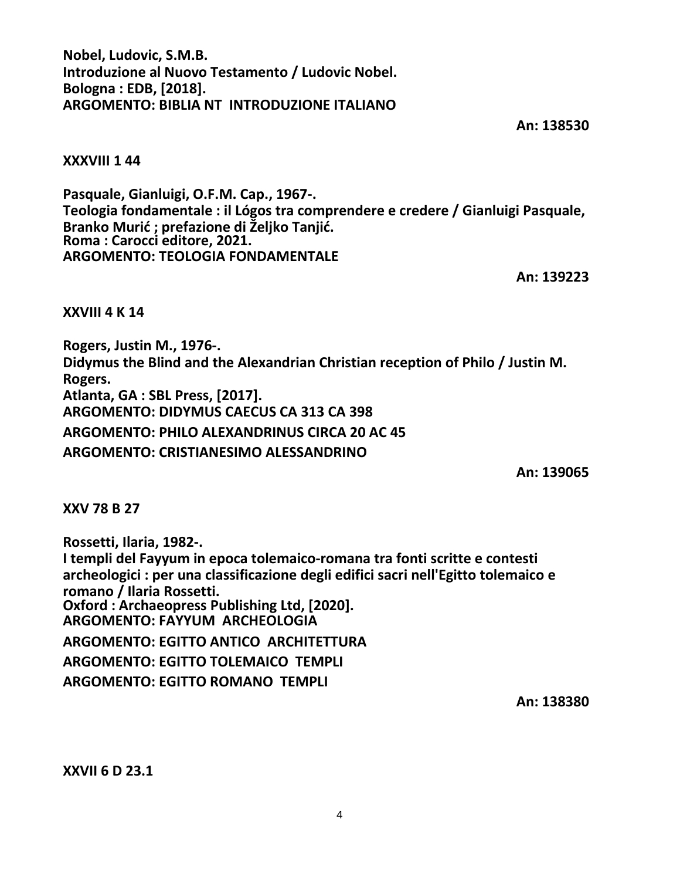**Nobel, Ludovic, S.M.B.**
**Introduzione al Nuovo Testamento / Ludovic Nobel.**
**Bologna : EDB, [2018].**
**ARGOMENTO: BIBLIA NT INTRODUZIONE ITALIANO**

**An: 138530**

**XXXVIII 1 44**

**Pasquale, Gianluigi, O.F.M. Cap., 1967-.**
**Teologia fondamentale : il Lógos tra comprendere e credere / Gianluigi Pasquale, Branko Murić ; prefazione di Željko Tanjić.**
**Roma : Carocci editore, 2021.**
**ARGOMENTO: TEOLOGIA FONDAMENTALE**

**An: 139223**

**XXVIII 4 K 14**

**Rogers, Justin M., 1976-.**
**Didymus the Blind and the Alexandrian Christian reception of Philo / Justin M. Rogers.**
**Atlanta, GA : SBL Press, [2017].**
**ARGOMENTO: DIDYMUS CAECUS CA 313 CA 398**
**ARGOMENTO: PHILO ALEXANDRINUS CIRCA 20 AC 45**
**ARGOMENTO: CRISTIANESIMO ALESSANDRINO**

**An: 139065**

**XXV 78 B 27**

**Rossetti, Ilaria, 1982-.**
**I templi del Fayyum in epoca tolemaico-romana tra fonti scritte e contesti archeologici : per una classificazione degli edifici sacri nell'Egitto tolemaico e romano / Ilaria Rossetti.**
**Oxford : Archaeopress Publishing Ltd, [2020].**
**ARGOMENTO: FAYYUM ARCHEOLOGIA**
**ARGOMENTO: EGITTO ANTICO ARCHITETTURA**
**ARGOMENTO: EGITTO TOLEMAICO TEMPLI**
**ARGOMENTO: EGITTO ROMANO TEMPLI**

**An: 138380**

**XXVII 6 D 23.1**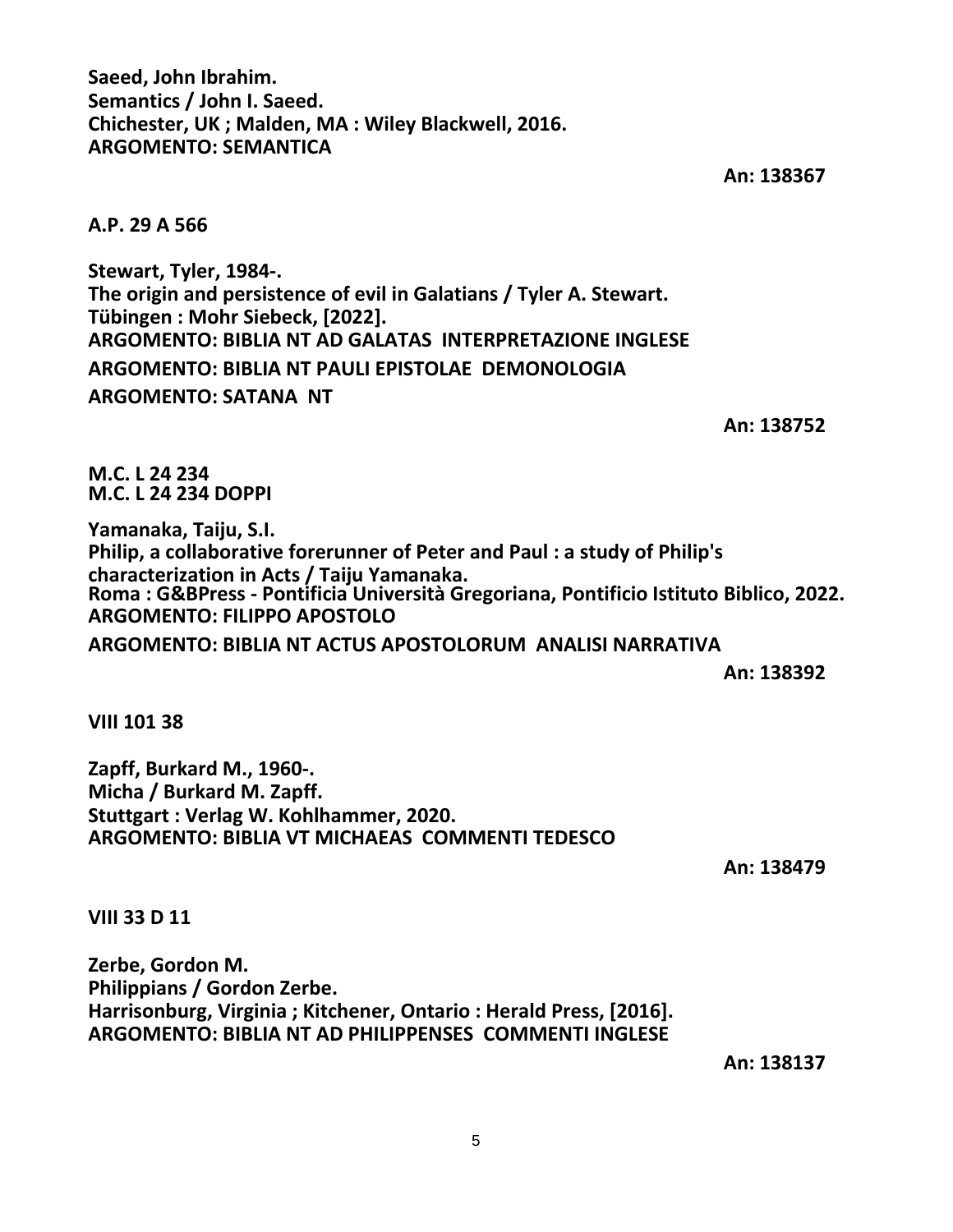**Saeed, John Ibrahim.**
**Semantics / John I. Saeed.**
**Chichester, UK ; Malden, MA : Wiley Blackwell, 2016.**
**ARGOMENTO: SEMANTICA**

**An: 138367**

**A.P. 29 A 566**

**Stewart, Tyler, 1984-.**
**The origin and persistence of evil in Galatians / Tyler A. Stewart.**
**Tübingen : Mohr Siebeck, [2022].**
**ARGOMENTO: BIBLIA NT AD GALATAS INTERPRETAZIONE INGLESE**
**ARGOMENTO: BIBLIA NT PAULI EPISTOLAE DEMONOLOGIA**
**ARGOMENTO: SATANA NT**

**An: 138752**

**M.C. L 24 234**
**M.C. L 24 234 DOPPI**

**Yamanaka, Taiju, S.I.**
**Philip, a collaborative forerunner of Peter and Paul : a study of Philip's characterization in Acts / Taiju Yamanaka.**
**Roma : G&BPress - Pontificia Università Gregoriana, Pontificio Istituto Biblico, 2022.**
**ARGOMENTO: FILIPPO APOSTOLO**
**ARGOMENTO: BIBLIA NT ACTUS APOSTOLORUM ANALISI NARRATIVA**

**An: 138392**

**VIII 101 38**

**Zapff, Burkard M., 1960-.**
**Micha / Burkard M. Zapff.**
**Stuttgart : Verlag W. Kohlhammer, 2020.**
**ARGOMENTO: BIBLIA VT MICHAEAS COMMENTI TEDESCO**

**An: 138479**

**VIII 33 D 11**

**Zerbe, Gordon M.**
**Philippians / Gordon Zerbe.**
**Harrisonburg, Virginia ; Kitchener, Ontario : Herald Press, [2016].**
**ARGOMENTO: BIBLIA NT AD PHILIPPENSES COMMENTI INGLESE**

**An: 138137**